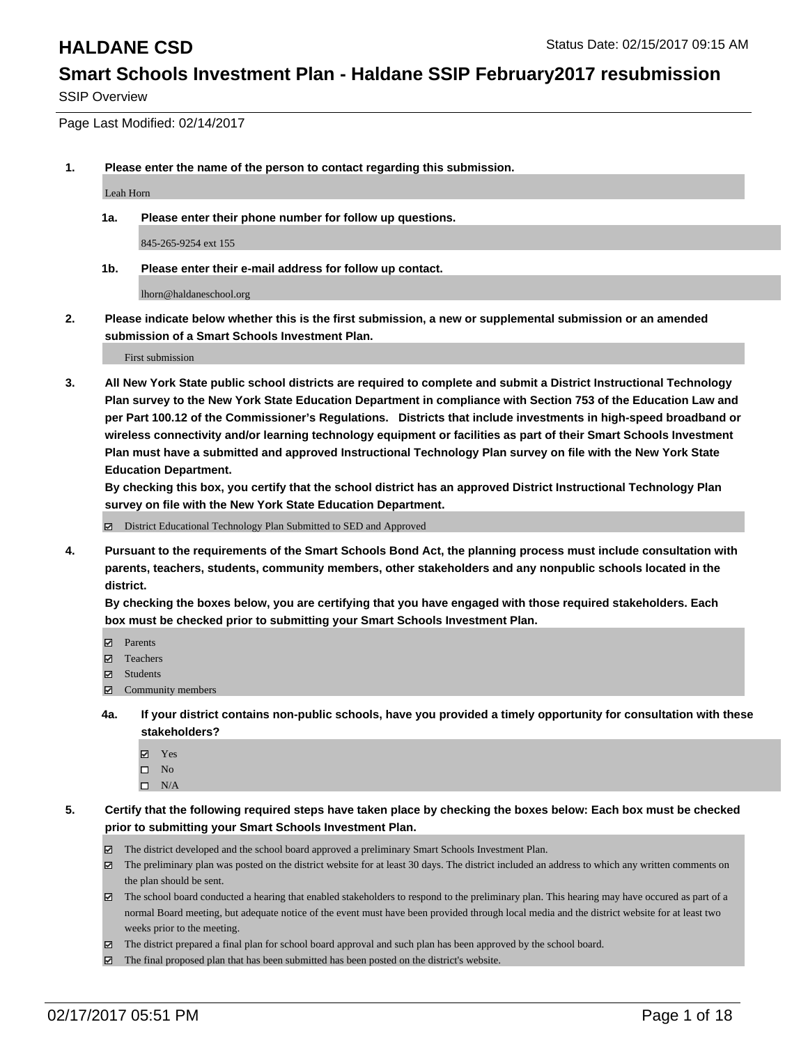# HALDANE CSD

Status Date: 02/15/2017 09:15 AM

## Smart Schools Investment Plan - Haldane SSIP February2017 resubmission

SSIP Overview

Page Last Modified: 02/14/2017

**1. Please enter the name of the person to contact regarding this submission.**

Leah Horn

**1a. Please enter their phone number for follow up questions.**

845-265-9254 ext 155

**1b. Please enter their e-mail address for follow up contact.**

lhorn@haldaneschool.org

**2. Please indicate below whether this is the first submission, a new or supplemental submission or an amended submission of a Smart Schools Investment Plan.**

First submission

**3. All New York State public school districts are required to complete and submit a District Instructional Technology Plan survey to the New York State Education Department in compliance with Section 753 of the Education Law and per Part 100.12 of the Commissioner's Regulations. Districts that include investments in high-speed broadband or wireless connectivity and/or learning technology equipment or facilities as part of their Smart Schools Investment Plan must have a submitted and approved Instructional Technology Plan survey on file with the New York State Education Department.**
**By checking this box, you certify that the school district has an approved District Instructional Technology Plan survey on file with the New York State Education Department.**

- [x] District Educational Technology Plan Submitted to SED and Approved

**4. Pursuant to the requirements of the Smart Schools Bond Act, the planning process must include consultation with parents, teachers, students, community members, other stakeholders and any nonpublic schools located in the district.**
**By checking the boxes below, you are certifying that you have engaged with those required stakeholders. Each box must be checked prior to submitting your Smart Schools Investment Plan.**

- [x] Parents
- [x] Teachers
- [x] Students
- [x] Community members

**4a. If your district contains non-public schools, have you provided a timely opportunity for consultation with these stakeholders?**

- [x] Yes
- [ ] No
- [ ] N/A

**5. Certify that the following required steps have taken place by checking the boxes below: Each box must be checked prior to submitting your Smart Schools Investment Plan.**

- [x] The district developed and the school board approved a preliminary Smart Schools Investment Plan.
- [x] The preliminary plan was posted on the district website for at least 30 days. The district included an address to which any written comments on the plan should be sent.
- [x] The school board conducted a hearing that enabled stakeholders to respond to the preliminary plan. This hearing may have occured as part of a normal Board meeting, but adequate notice of the event must have been provided through local media and the district website for at least two weeks prior to the meeting.
- [x] The district prepared a final plan for school board approval and such plan has been approved by the school board.
- [x] The final proposed plan that has been submitted has been posted on the district's website.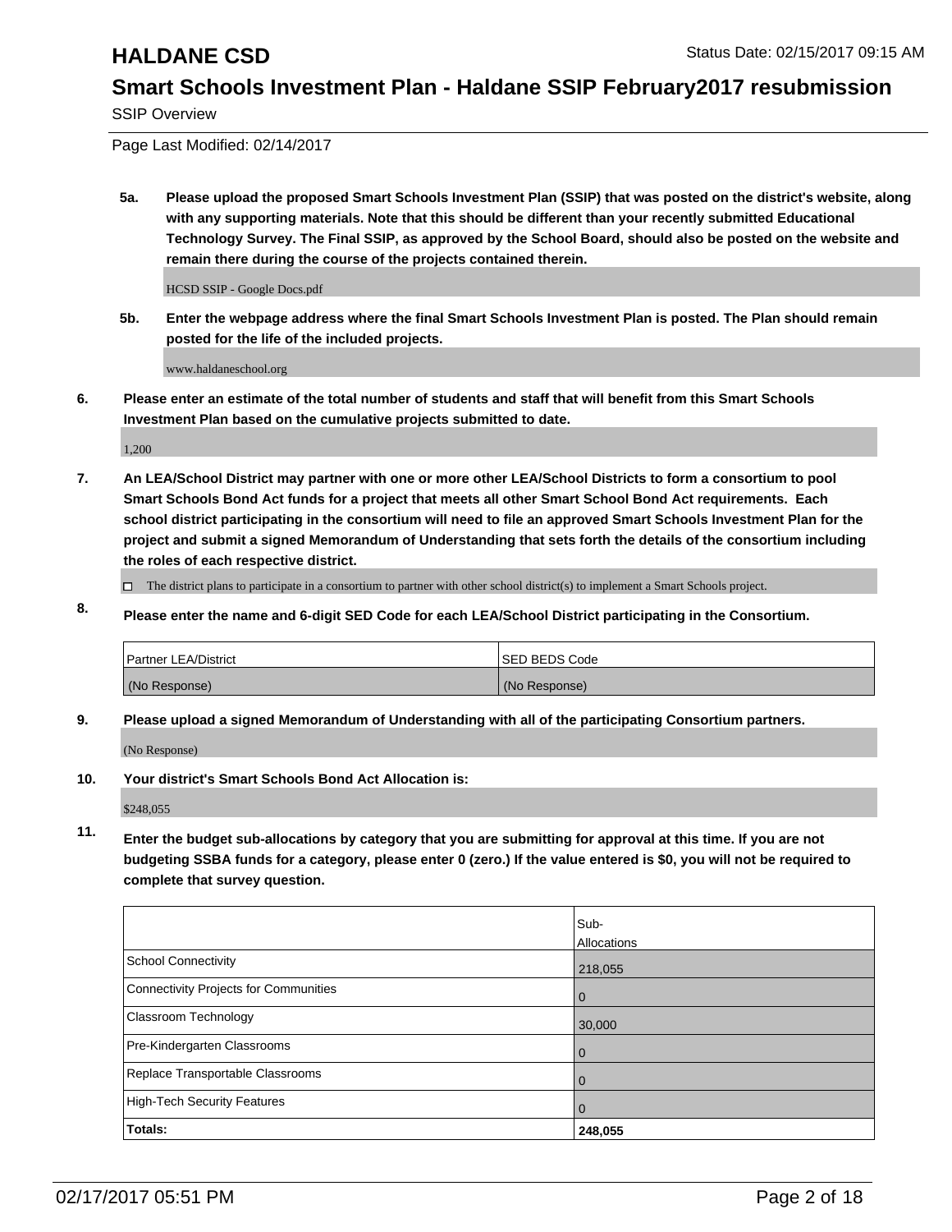# HALDANE CSD

Status Date: 02/15/2017 09:15 AM

## Smart Schools Investment Plan - Haldane SSIP February2017 resubmission

SSIP Overview

Page Last Modified: 02/14/2017

**5a. Please upload the proposed Smart Schools Investment Plan (SSIP) that was posted on the district's website, along with any supporting materials. Note that this should be different than your recently submitted Educational Technology Survey. The Final SSIP, as approved by the School Board, should also be posted on the website and remain there during the course of the projects contained therein.**

HCSD SSIP - Google Docs.pdf

**5b. Enter the webpage address where the final Smart Schools Investment Plan is posted. The Plan should remain posted for the life of the included projects.**

www.haldaneschool.org

**6. Please enter an estimate of the total number of students and staff that will benefit from this Smart Schools Investment Plan based on the cumulative projects submitted to date.**

1,200

**7. An LEA/School District may partner with one or more other LEA/School Districts to form a consortium to pool Smart Schools Bond Act funds for a project that meets all other Smart School Bond Act requirements. Each school district participating in the consortium will need to file an approved Smart Schools Investment Plan for the project and submit a signed Memorandum of Understanding that sets forth the details of the consortium including the roles of each respective district.**

☐ The district plans to participate in a consortium to partner with other school district(s) to implement a Smart Schools project.

**8. Please enter the name and 6-digit SED Code for each LEA/School District participating in the Consortium.**

| Partner LEA/District | SED BEDS Code |
| --- | --- |
| (No Response) | (No Response) |

**9. Please upload a signed Memorandum of Understanding with all of the participating Consortium partners.**

(No Response)

**10. Your district's Smart Schools Bond Act Allocation is:**

$248,055

**11. Enter the budget sub-allocations by category that you are submitting for approval at this time. If you are not budgeting SSBA funds for a category, please enter 0 (zero.) If the value entered is $0, you will not be required to complete that survey question.**

| | Sub-Allocations |
| --- | --- |
| School Connectivity | 218,055 |
| Connectivity Projects for Communities | 0 |
| Classroom Technology | 30,000 |
| Pre-Kindergarten Classrooms | 0 |
| Replace Transportable Classrooms | 0 |
| High-Tech Security Features | 0 |
| **Totals:** | **248,055** |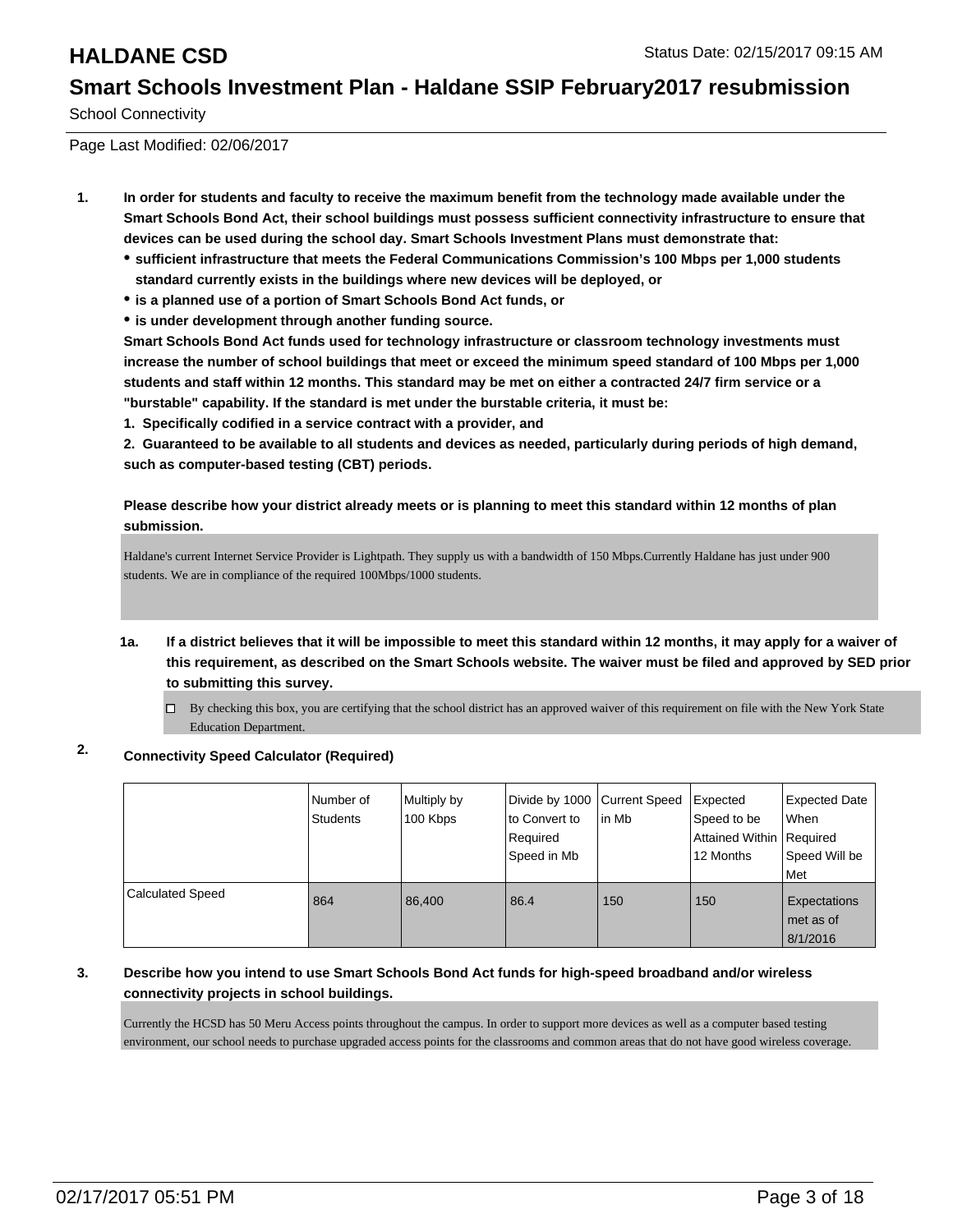# HALDANE CSD

Status Date: 02/15/2017 09:15 AM

## Smart Schools Investment Plan - Haldane SSIP February2017 resubmission

School Connectivity

Page Last Modified: 02/06/2017

1. **In order for students and faculty to receive the maximum benefit from the technology made available under the Smart Schools Bond Act, their school buildings must possess sufficient connectivity infrastructure to ensure that devices can be used during the school day. Smart Schools Investment Plans must demonstrate that:**
   - **sufficient infrastructure that meets the Federal Communications Commission's 100 Mbps per 1,000 students standard currently exists in the buildings where new devices will be deployed, or**
   - **is a planned use of a portion of Smart Schools Bond Act funds, or**
   - **is under development through another funding source.**

   **Smart Schools Bond Act funds used for technology infrastructure or classroom technology investments must increase the number of school buildings that meet or exceed the minimum speed standard of 100 Mbps per 1,000 students and staff within 12 months. This standard may be met on either a contracted 24/7 firm service or a "burstable" capability. If the standard is met under the burstable criteria, it must be:**

   **1. Specifically codified in a service contract with a provider, and**

   **2. Guaranteed to be available to all students and devices as needed, particularly during periods of high demand, such as computer-based testing (CBT) periods.**

   **Please describe how your district already meets or is planning to meet this standard within 12 months of plan submission.**

   Haldane's current Internet Service Provider is Lightpath. They supply us with a bandwidth of 150 Mbps.Currently Haldane has just under 900 students. We are in compliance of the required 100Mbps/1000 students.

   1a. **If a district believes that it will be impossible to meet this standard within 12 months, it may apply for a waiver of this requirement, as described on the Smart Schools website. The waiver must be filed and approved by SED prior to submitting this survey.**

   ☐ By checking this box, you are certifying that the school district has an approved waiver of this requirement on file with the New York State Education Department.

2. **Connectivity Speed Calculator (Required)**

| | Number of Students | Multiply by 100 Kbps | Divide by 1000 to Convert to Required Speed in Mb | Current Speed in Mb | Expected Speed to be Attained Within 12 Months | Expected Date When Required Speed Will be Met |
|---|---|---|---|---|---|---|
| Calculated Speed | 864 | 86,400 | 86.4 | 150 | 150 | Expectations met as of 8/1/2016 |

3. **Describe how you intend to use Smart Schools Bond Act funds for high-speed broadband and/or wireless connectivity projects in school buildings.**

   Currently the HCSD has 50 Meru Access points throughout the campus. In order to support more devices as well as a computer based testing environment, our school needs to purchase upgraded access points for the classrooms and common areas that do not have good wireless coverage.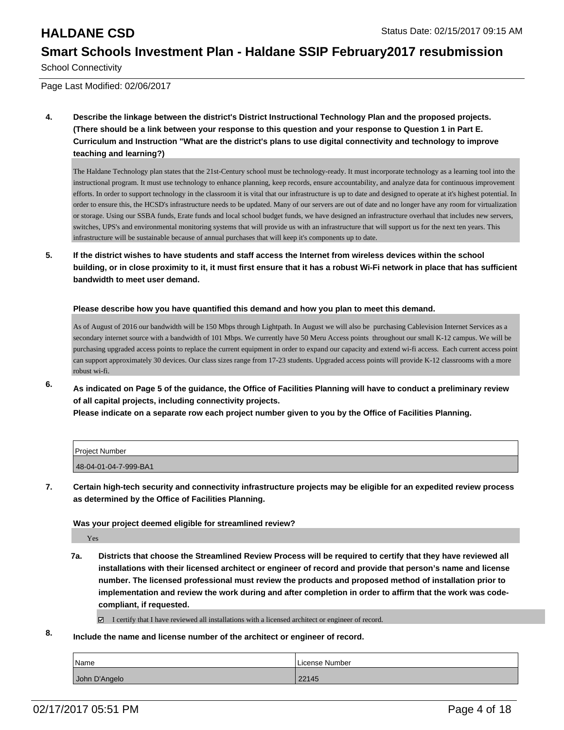School Connectivity

Page Last Modified: 02/06/2017

**4. Describe the linkage between the district's District Instructional Technology Plan and the proposed projects. (There should be a link between your response to this question and your response to Question 1 in Part E. Curriculum and Instruction "What are the district's plans to use digital connectivity and technology to improve teaching and learning?)**

The Haldane Technology plan states that the 21st-Century school must be technology-ready. It must incorporate technology as a learning tool into the instructional program. It must use technology to enhance planning, keep records, ensure accountability, and analyze data for continuous improvement efforts. In order to support technology in the classroom it is vital that our infrastructure is up to date and designed to operate at it's highest potential. In order to ensure this, the HCSD's infrastructure needs to be updated. Many of our servers are out of date and no longer have any room for virtualization or storage. Using our SSBA funds, Erate funds and local school budget funds, we have designed an infrastructure overhaul that includes new servers, switches, UPS's and environmental monitoring systems that will provide us with an infrastructure that will support us for the next ten years. This infrastructure will be sustainable because of annual purchases that will keep it's components up to date.

**5. If the district wishes to have students and staff access the Internet from wireless devices within the school building, or in close proximity to it, it must first ensure that it has a robust Wi-Fi network in place that has sufficient bandwidth to meet user demand.**

**Please describe how you have quantified this demand and how you plan to meet this demand.**

As of August of 2016 our bandwidth will be 150 Mbps through Lightpath. In August we will also be purchasing Cablevision Internet Services as a secondary internet source with a bandwidth of 101 Mbps. We currently have 50 Meru Access points throughout our small K-12 campus. We will be purchasing upgraded access points to replace the current equipment in order to expand our capacity and extend wi-fi access. Each current access point can support approximately 30 devices. Our class sizes range from 17-23 students. Upgraded access points will provide K-12 classrooms with a more robust wi-fi.

**6. As indicated on Page 5 of the guidance, the Office of Facilities Planning will have to conduct a preliminary review of all capital projects, including connectivity projects.**
**Please indicate on a separate row each project number given to you by the Office of Facilities Planning.**

| Project Number |
| --- |
| 48-04-01-04-7-999-BA1 |

**7. Certain high-tech security and connectivity infrastructure projects may be eligible for an expedited review process as determined by the Office of Facilities Planning.**

**Was your project deemed eligible for streamlined review?**

Yes

**7a. Districts that choose the Streamlined Review Process will be required to certify that they have reviewed all installations with their licensed architect or engineer of record and provide that person's name and license number. The licensed professional must review the products and proposed method of installation prior to implementation and review the work during and after completion in order to affirm that the work was code-compliant, if requested.**

☑ I certify that I have reviewed all installations with a licensed architect or engineer of record.

**8. Include the name and license number of the architect or engineer of record.**

| Name | License Number |
| --- | --- |
| John D'Angelo | 22145 |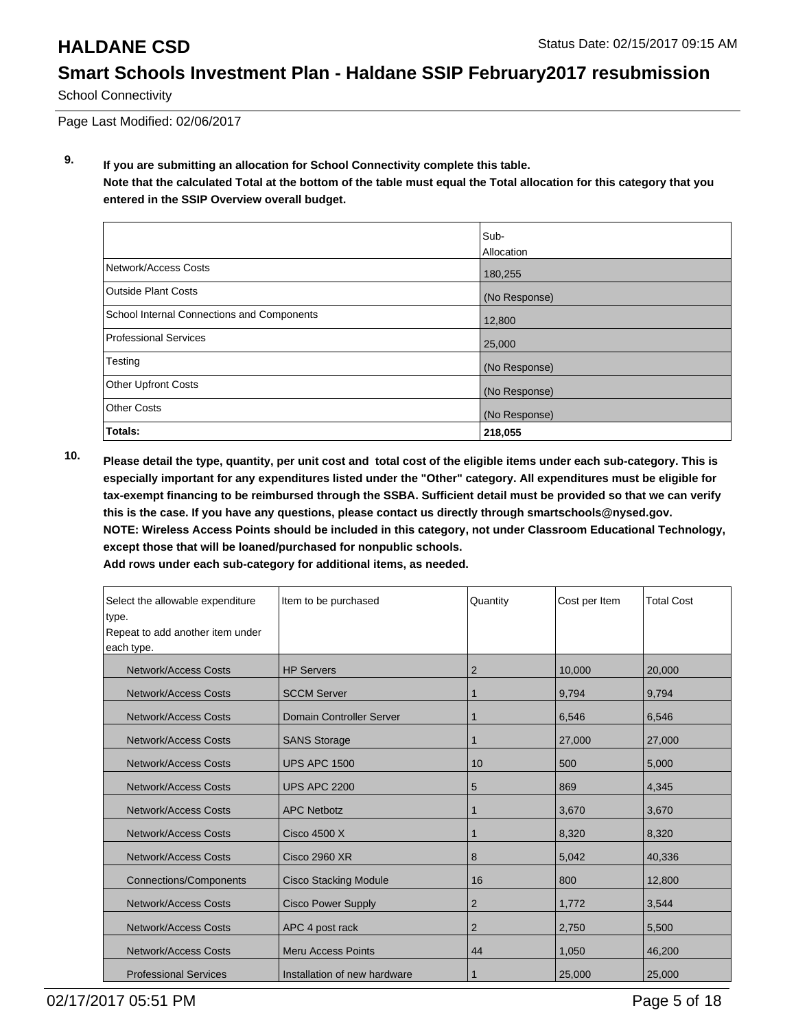# HALDANE CSD

## Smart Schools Investment Plan - Haldane SSIP February2017 resubmission

School Connectivity

Page Last Modified: 02/06/2017

**9. If you are submitting an allocation for School Connectivity complete this table.**
**Note that the calculated Total at the bottom of the table must equal the Total allocation for this category that you entered in the SSIP Overview overall budget.**

| | Sub-Allocation |
|---|---|
| Network/Access Costs | 180,255 |
| Outside Plant Costs | (No Response) |
| School Internal Connections and Components | 12,800 |
| Professional Services | 25,000 |
| Testing | (No Response) |
| Other Upfront Costs | (No Response) |
| Other Costs | (No Response) |
| **Totals:** | **218,055** |

**10. Please detail the type, quantity, per unit cost and total cost of the eligible items under each sub-category. This is especially important for any expenditures listed under the "Other" category. All expenditures must be eligible for tax-exempt financing to be reimbursed through the SSBA. Sufficient detail must be provided so that we can verify this is the case. If you have any questions, please contact us directly through smartschools@nysed.gov.**
**NOTE: Wireless Access Points should be included in this category, not under Classroom Educational Technology, except those that will be loaned/purchased for nonpublic schools.**
**Add rows under each sub-category for additional items, as needed.**

| Select the allowable expenditure type. Repeat to add another item under each type. | Item to be purchased | Quantity | Cost per Item | Total Cost |
|---|---|---|---|---|
| Network/Access Costs | HP Servers | 2 | 10,000 | 20,000 |
| Network/Access Costs | SCCM Server | 1 | 9,794 | 9,794 |
| Network/Access Costs | Domain Controller Server | 1 | 6,546 | 6,546 |
| Network/Access Costs | SANS Storage | 1 | 27,000 | 27,000 |
| Network/Access Costs | UPS APC 1500 | 10 | 500 | 5,000 |
| Network/Access Costs | UPS APC 2200 | 5 | 869 | 4,345 |
| Network/Access Costs | APC Netbotz | 1 | 3,670 | 3,670 |
| Network/Access Costs | Cisco 4500 X | 1 | 8,320 | 8,320 |
| Network/Access Costs | Cisco 2960 XR | 8 | 5,042 | 40,336 |
| Connections/Components | Cisco Stacking Module | 16 | 800 | 12,800 |
| Network/Access Costs | Cisco Power Supply | 2 | 1,772 | 3,544 |
| Network/Access Costs | APC 4 post rack | 2 | 2,750 | 5,500 |
| Network/Access Costs | Meru Access Points | 44 | 1,050 | 46,200 |
| Professional Services | Installation of new hardware | 1 | 25,000 | 25,000 |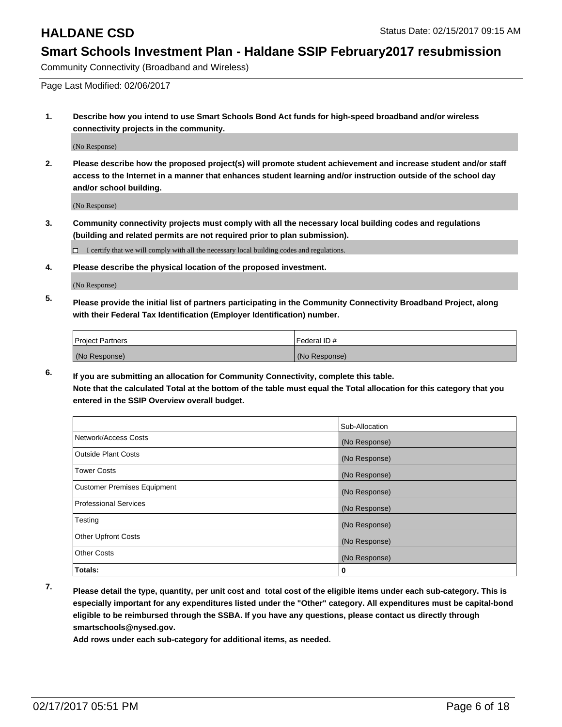# HALDANE CSD

Status Date: 02/15/2017 09:15 AM

## Smart Schools Investment Plan - Haldane SSIP February2017 resubmission

Community Connectivity (Broadband and Wireless)

Page Last Modified: 02/06/2017

**1. Describe how you intend to use Smart Schools Bond Act funds for high-speed broadband and/or wireless connectivity projects in the community.**

(No Response)

**2. Please describe how the proposed project(s) will promote student achievement and increase student and/or staff access to the Internet in a manner that enhances student learning and/or instruction outside of the school day and/or school building.**

(No Response)

**3. Community connectivity projects must comply with all the necessary local building codes and regulations (building and related permits are not required prior to plan submission).**

☐ I certify that we will comply with all the necessary local building codes and regulations.

**4. Please describe the physical location of the proposed investment.**

(No Response)

**5. Please provide the initial list of partners participating in the Community Connectivity Broadband Project, along with their Federal Tax Identification (Employer Identification) number.**

| Project Partners | Federal ID # |
|---|---|
| (No Response) | (No Response) |

**6. If you are submitting an allocation for Community Connectivity, complete this table.**
**Note that the calculated Total at the bottom of the table must equal the Total allocation for this category that you entered in the SSIP Overview overall budget.**

| | Sub-Allocation |
|---|---|
| Network/Access Costs | (No Response) |
| Outside Plant Costs | (No Response) |
| Tower Costs | (No Response) |
| Customer Premises Equipment | (No Response) |
| Professional Services | (No Response) |
| Testing | (No Response) |
| Other Upfront Costs | (No Response) |
| Other Costs | (No Response) |
| **Totals:** | **0** |

**7. Please detail the type, quantity, per unit cost and total cost of the eligible items under each sub-category. This is especially important for any expenditures listed under the "Other" category. All expenditures must be capital-bond eligible to be reimbursed through the SSBA. If you have any questions, please contact us directly through smartschools@nysed.gov.**

**Add rows under each sub-category for additional items, as needed.**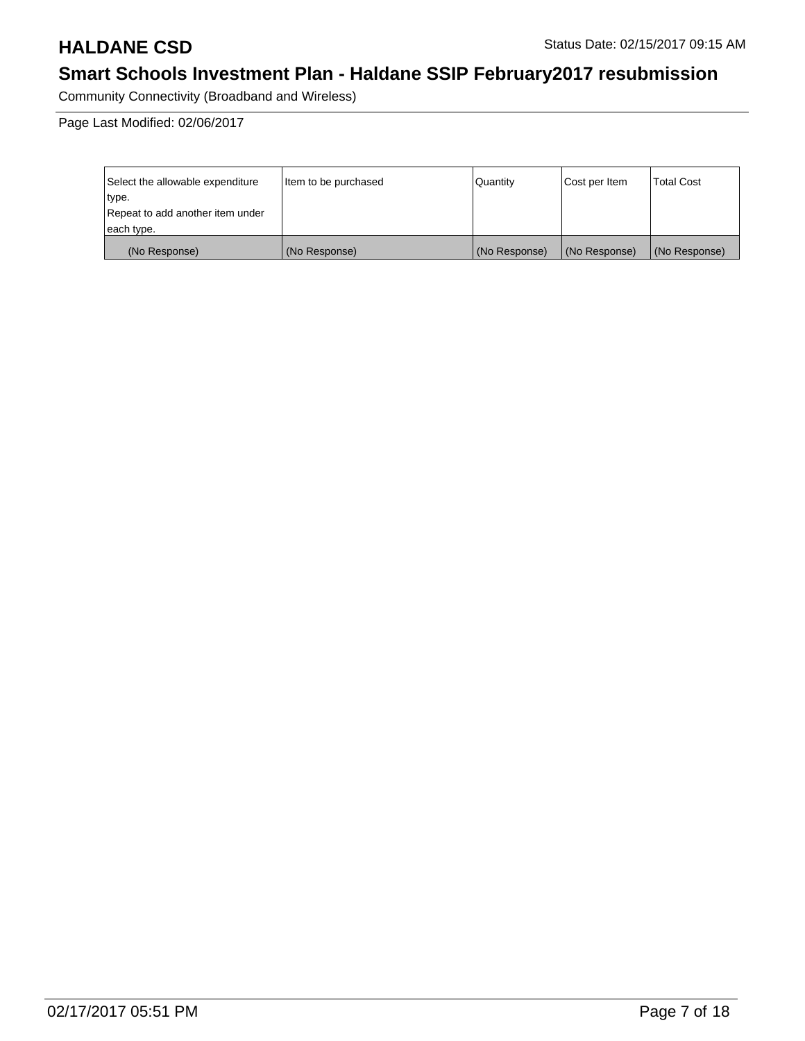# HALDANE CSD

Status Date: 02/15/2017 09:15 AM

## Smart Schools Investment Plan - Haldane SSIP February2017 resubmission

Community Connectivity (Broadband and Wireless)

Page Last Modified: 02/06/2017

| Select the allowable expenditure type.<br>Repeat to add another item under each type. | Item to be purchased | Quantity | Cost per Item | Total Cost |
|---|---|---|---|---|
| (No Response) | (No Response) | (No Response) | (No Response) | (No Response) |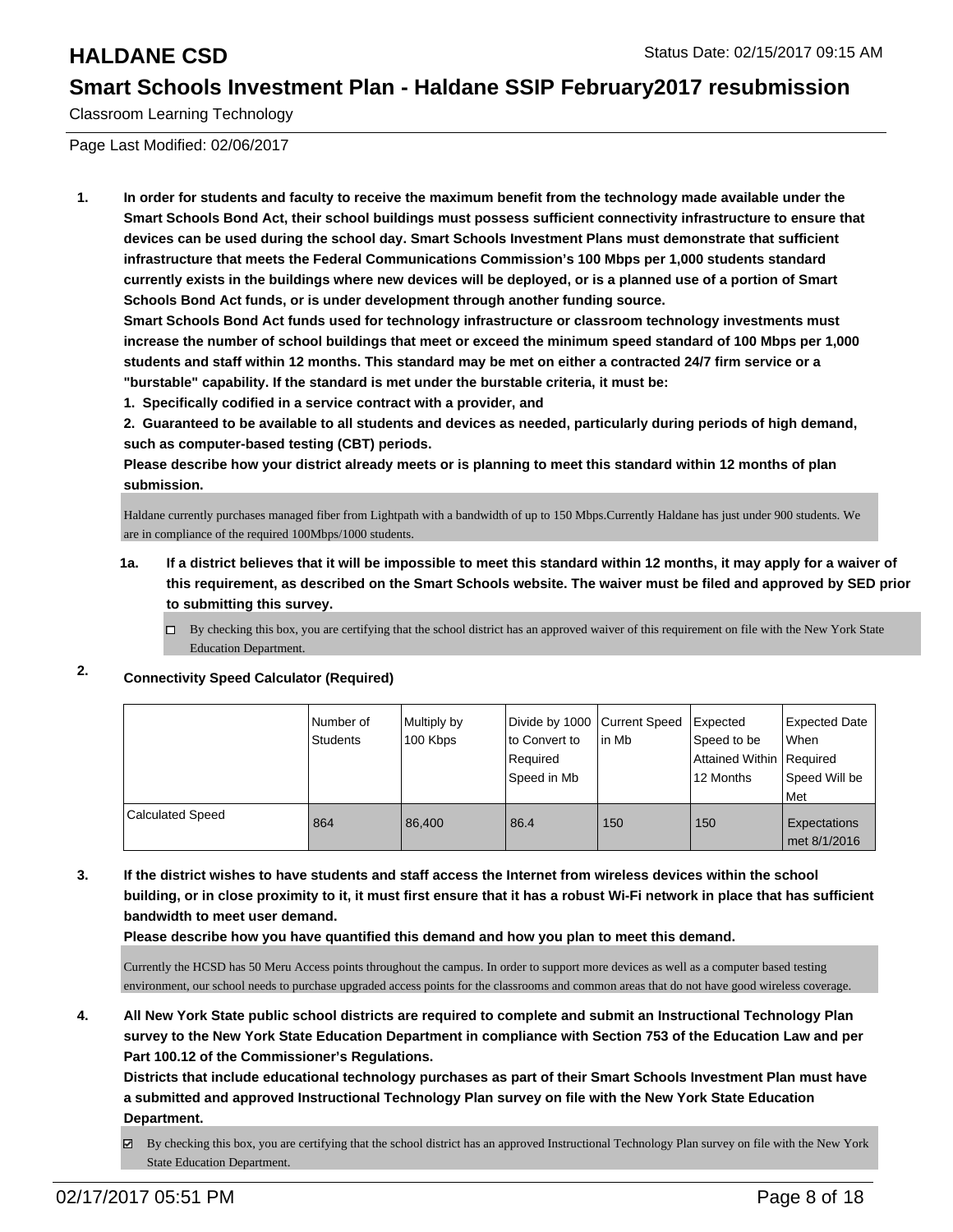# HALDANE CSD

Status Date: 02/15/2017 09:15 AM

## Smart Schools Investment Plan - Haldane SSIP February2017 resubmission

Classroom Learning Technology

Page Last Modified: 02/06/2017

1. **In order for students and faculty to receive the maximum benefit from the technology made available under the Smart Schools Bond Act, their school buildings must possess sufficient connectivity infrastructure to ensure that devices can be used during the school day. Smart Schools Investment Plans must demonstrate that sufficient infrastructure that meets the Federal Communications Commission's 100 Mbps per 1,000 students standard currently exists in the buildings where new devices will be deployed, or is a planned use of a portion of Smart Schools Bond Act funds, or is under development through another funding source.**
   **Smart Schools Bond Act funds used for technology infrastructure or classroom technology investments must increase the number of school buildings that meet or exceed the minimum speed standard of 100 Mbps per 1,000 students and staff within 12 months. This standard may be met on either a contracted 24/7 firm service or a "burstable" capability. If the standard is met under the burstable criteria, it must be:**
   **1. Specifically codified in a service contract with a provider, and**
   **2. Guaranteed to be available to all students and devices as needed, particularly during periods of high demand, such as computer-based testing (CBT) periods.**
   **Please describe how your district already meets or is planning to meet this standard within 12 months of plan submission.**

   Haldane currently purchases managed fiber from Lightpath with a bandwidth of up to 150 Mbps.Currently Haldane has just under 900 students. We are in compliance of the required 100Mbps/1000 students.

   **1a. If a district believes that it will be impossible to meet this standard within 12 months, it may apply for a waiver of this requirement, as described on the Smart Schools website. The waiver must be filed and approved by SED prior to submitting this survey.**

   ☐ By checking this box, you are certifying that the school district has an approved waiver of this requirement on file with the New York State Education Department.

2. **Connectivity Speed Calculator (Required)**

| | Number of Students | Multiply by 100 Kbps | Divide by 1000 to Convert to Required Speed in Mb | Current Speed in Mb | Expected Speed to be Attained Within 12 Months | Expected Date When Required Speed Will be Met |
|---|---|---|---|---|---|---|
| Calculated Speed | 864 | 86,400 | 86.4 | 150 | 150 | Expectations met 8/1/2016 |

3. **If the district wishes to have students and staff access the Internet from wireless devices within the school building, or in close proximity to it, it must first ensure that it has a robust Wi-Fi network in place that has sufficient bandwidth to meet user demand.**
   **Please describe how you have quantified this demand and how you plan to meet this demand.**

   Currently the HCSD has 50 Meru Access points throughout the campus. In order to support more devices as well as a computer based testing environment, our school needs to purchase upgraded access points for the classrooms and common areas that do not have good wireless coverage.

4. **All New York State public school districts are required to complete and submit an Instructional Technology Plan survey to the New York State Education Department in compliance with Section 753 of the Education Law and per Part 100.12 of the Commissioner's Regulations.**
   **Districts that include educational technology purchases as part of their Smart Schools Investment Plan must have a submitted and approved Instructional Technology Plan survey on file with the New York State Education Department.**

   ☑ By checking this box, you are certifying that the school district has an approved Instructional Technology Plan survey on file with the New York State Education Department.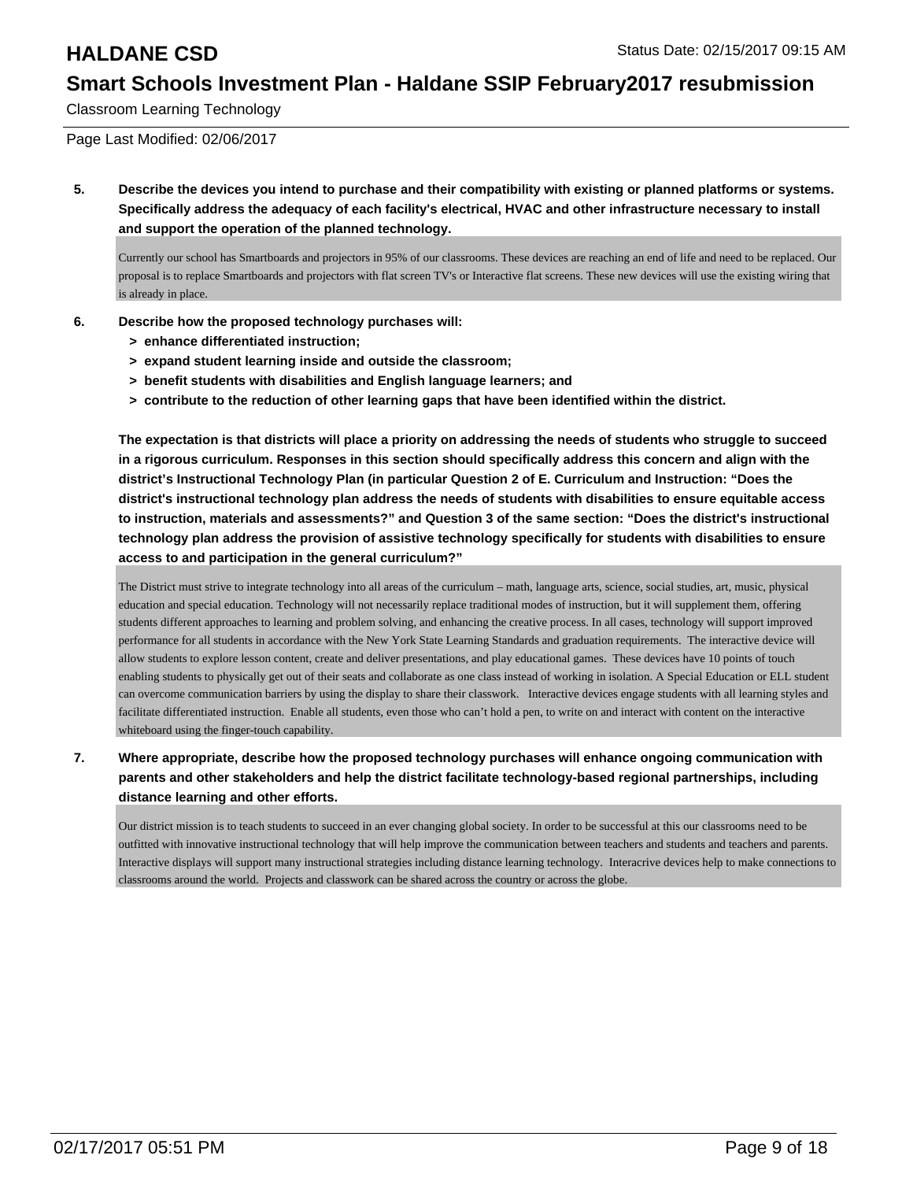**5. Describe the devices you intend to purchase and their compatibility with existing or planned platforms or systems. Specifically address the adequacy of each facility's electrical, HVAC and other infrastructure necessary to install and support the operation of the planned technology.**

Currently our school has Smartboards and projectors in 95% of our classrooms. These devices are reaching an end of life and need to be replaced. Our proposal is to replace Smartboards and projectors with flat screen TV's or Interactive flat screens. These new devices will use the existing wiring that is already in place.

**6. Describe how the proposed technology purchases will:**

- **> enhance differentiated instruction;**
- **> expand student learning inside and outside the classroom;**
- **> benefit students with disabilities and English language learners; and**
- **> contribute to the reduction of other learning gaps that have been identified within the district.**

**The expectation is that districts will place a priority on addressing the needs of students who struggle to succeed in a rigorous curriculum. Responses in this section should specifically address this concern and align with the district's Instructional Technology Plan (in particular Question 2 of E. Curriculum and Instruction: "Does the district's instructional technology plan address the needs of students with disabilities to ensure equitable access to instruction, materials and assessments?" and Question 3 of the same section: "Does the district's instructional technology plan address the provision of assistive technology specifically for students with disabilities to ensure access to and participation in the general curriculum?"**

The District must strive to integrate technology into all areas of the curriculum – math, language arts, science, social studies, art, music, physical education and special education. Technology will not necessarily replace traditional modes of instruction, but it will supplement them, offering students different approaches to learning and problem solving, and enhancing the creative process. In all cases, technology will support improved performance for all students in accordance with the New York State Learning Standards and graduation requirements. The interactive device will allow students to explore lesson content, create and deliver presentations, and play educational games. These devices have 10 points of touch enabling students to physically get out of their seats and collaborate as one class instead of working in isolation. A Special Education or ELL student can overcome communication barriers by using the display to share their classwork. Interactive devices engage students with all learning styles and facilitate differentiated instruction. Enable all students, even those who can't hold a pen, to write on and interact with content on the interactive whiteboard using the finger-touch capability.

**7. Where appropriate, describe how the proposed technology purchases will enhance ongoing communication with parents and other stakeholders and help the district facilitate technology-based regional partnerships, including distance learning and other efforts.**

Our district mission is to teach students to succeed in an ever changing global society. In order to be successful at this our classrooms need to be outfitted with innovative instructional technology that will help improve the communication between teachers and students and teachers and parents. Interactive displays will support many instructional strategies including distance learning technology. Interacrive devices help to make connections to classrooms around the world. Projects and classwork can be shared across the country or across the globe.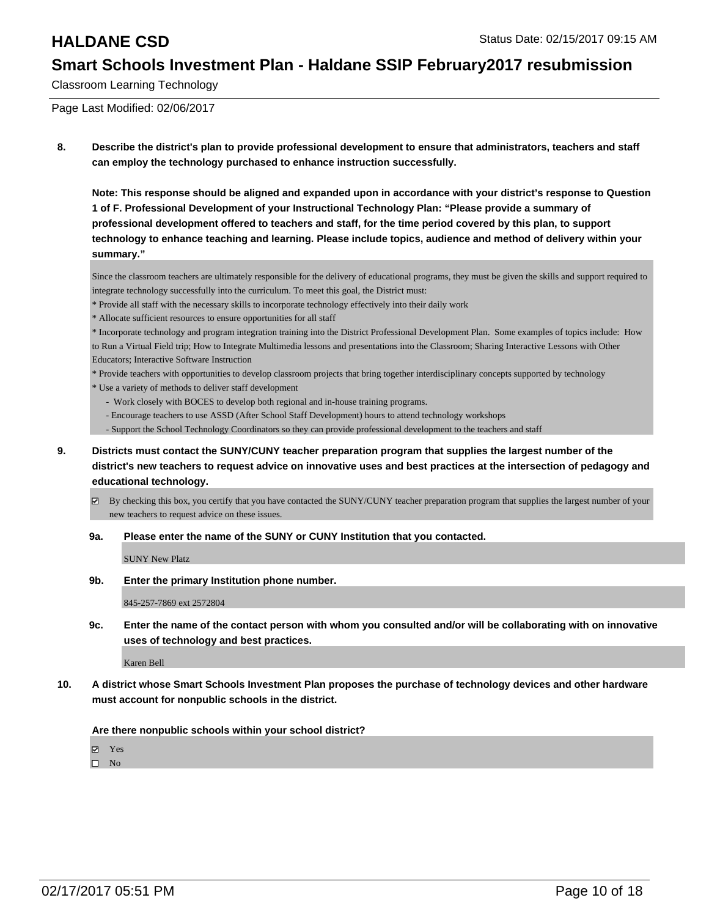Classroom Learning Technology

Page Last Modified: 02/06/2017

**8. Describe the district's plan to provide professional development to ensure that administrators, teachers and staff can employ the technology purchased to enhance instruction successfully.**

**Note: This response should be aligned and expanded upon in accordance with your district's response to Question 1 of F. Professional Development of your Instructional Technology Plan: "Please provide a summary of professional development offered to teachers and staff, for the time period covered by this plan, to support technology to enhance teaching and learning. Please include topics, audience and method of delivery within your summary."**

Since the classroom teachers are ultimately responsible for the delivery of educational programs, they must be given the skills and support required to integrate technology successfully into the curriculum. To meet this goal, the District must:

* Provide all staff with the necessary skills to incorporate technology effectively into their daily work
* Allocate sufficient resources to ensure opportunities for all staff
* Incorporate technology and program integration training into the District Professional Development Plan. Some examples of topics include: How to Run a Virtual Field trip; How to Integrate Multimedia lessons and presentations into the Classroom; Sharing Interactive Lessons with Other Educators; Interactive Software Instruction
* Provide teachers with opportunities to develop classroom projects that bring together interdisciplinary concepts supported by technology
* Use a variety of methods to deliver staff development
    - Work closely with BOCES to develop both regional and in-house training programs.
    - Encourage teachers to use ASSD (After School Staff Development) hours to attend technology workshops
    - Support the School Technology Coordinators so they can provide professional development to the teachers and staff

**9. Districts must contact the SUNY/CUNY teacher preparation program that supplies the largest number of the district's new teachers to request advice on innovative uses and best practices at the intersection of pedagogy and educational technology.**

☑ By checking this box, you certify that you have contacted the SUNY/CUNY teacher preparation program that supplies the largest number of your new teachers to request advice on these issues.

**9a. Please enter the name of the SUNY or CUNY Institution that you contacted.**

SUNY New Platz

**9b. Enter the primary Institution phone number.**

845-257-7869 ext 2572804

**9c. Enter the name of the contact person with whom you consulted and/or will be collaborating with on innovative uses of technology and best practices.**

Karen Bell

**10. A district whose Smart Schools Investment Plan proposes the purchase of technology devices and other hardware must account for nonpublic schools in the district.**

**Are there nonpublic schools within your school district?**

☑ Yes
☐ No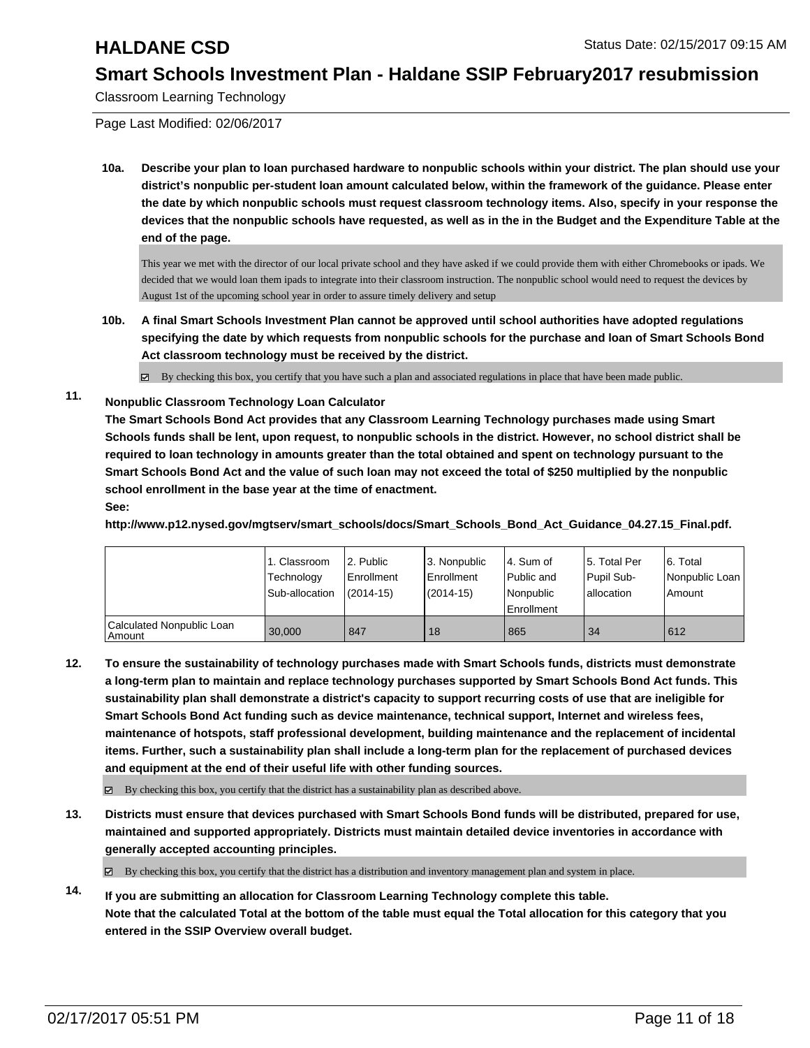# HALDANE CSD

## Smart Schools Investment Plan - Haldane SSIP February2017 resubmission

Classroom Learning Technology

Page Last Modified: 02/06/2017

**10a. Describe your plan to loan purchased hardware to nonpublic schools within your district. The plan should use your district's nonpublic per-student loan amount calculated below, within the framework of the guidance. Please enter the date by which nonpublic schools must request classroom technology items. Also, specify in your response the devices that the nonpublic schools have requested, as well as in the in the Budget and the Expenditure Table at the end of the page.**

This year we met with the director of our local private school and they have asked if we could provide them with either Chromebooks or ipads. We decided that we would loan them ipads to integrate into their classroom instruction. The nonpublic school would need to request the devices by August 1st of the upcoming school year in order to assure timely delivery and setup

**10b. A final Smart Schools Investment Plan cannot be approved until school authorities have adopted regulations specifying the date by which requests from nonpublic schools for the purchase and loan of Smart Schools Bond Act classroom technology must be received by the district.**

☑ By checking this box, you certify that you have such a plan and associated regulations in place that have been made public.

**11. Nonpublic Classroom Technology Loan Calculator**

**The Smart Schools Bond Act provides that any Classroom Learning Technology purchases made using Smart Schools funds shall be lent, upon request, to nonpublic schools in the district. However, no school district shall be required to loan technology in amounts greater than the total obtained and spent on technology pursuant to the Smart Schools Bond Act and the value of such loan may not exceed the total of $250 multiplied by the nonpublic school enrollment in the base year at the time of enactment.**

**See:**

**http://www.p12.nysed.gov/mgtserv/smart_schools/docs/Smart_Schools_Bond_Act_Guidance_04.27.15_Final.pdf.**

| | 1. Classroom Technology Sub-allocation | 2. Public Enrollment (2014-15) | 3. Nonpublic Enrollment (2014-15) | 4. Sum of Public and Nonpublic Enrollment | 5. Total Per Pupil Sub-allocation | 6. Total Nonpublic Loan Amount |
|---|---|---|---|---|---|---|
| Calculated Nonpublic Loan Amount | 30,000 | 847 | 18 | 865 | 34 | 612 |

**12. To ensure the sustainability of technology purchases made with Smart Schools funds, districts must demonstrate a long-term plan to maintain and replace technology purchases supported by Smart Schools Bond Act funds. This sustainability plan shall demonstrate a district's capacity to support recurring costs of use that are ineligible for Smart Schools Bond Act funding such as device maintenance, technical support, Internet and wireless fees, maintenance of hotspots, staff professional development, building maintenance and the replacement of incidental items. Further, such a sustainability plan shall include a long-term plan for the replacement of purchased devices and equipment at the end of their useful life with other funding sources.**

☑ By checking this box, you certify that the district has a sustainability plan as described above.

**13. Districts must ensure that devices purchased with Smart Schools Bond funds will be distributed, prepared for use, maintained and supported appropriately. Districts must maintain detailed device inventories in accordance with generally accepted accounting principles.**

☑ By checking this box, you certify that the district has a distribution and inventory management plan and system in place.

**14. If you are submitting an allocation for Classroom Learning Technology complete this table.**
**Note that the calculated Total at the bottom of the table must equal the Total allocation for this category that you entered in the SSIP Overview overall budget.**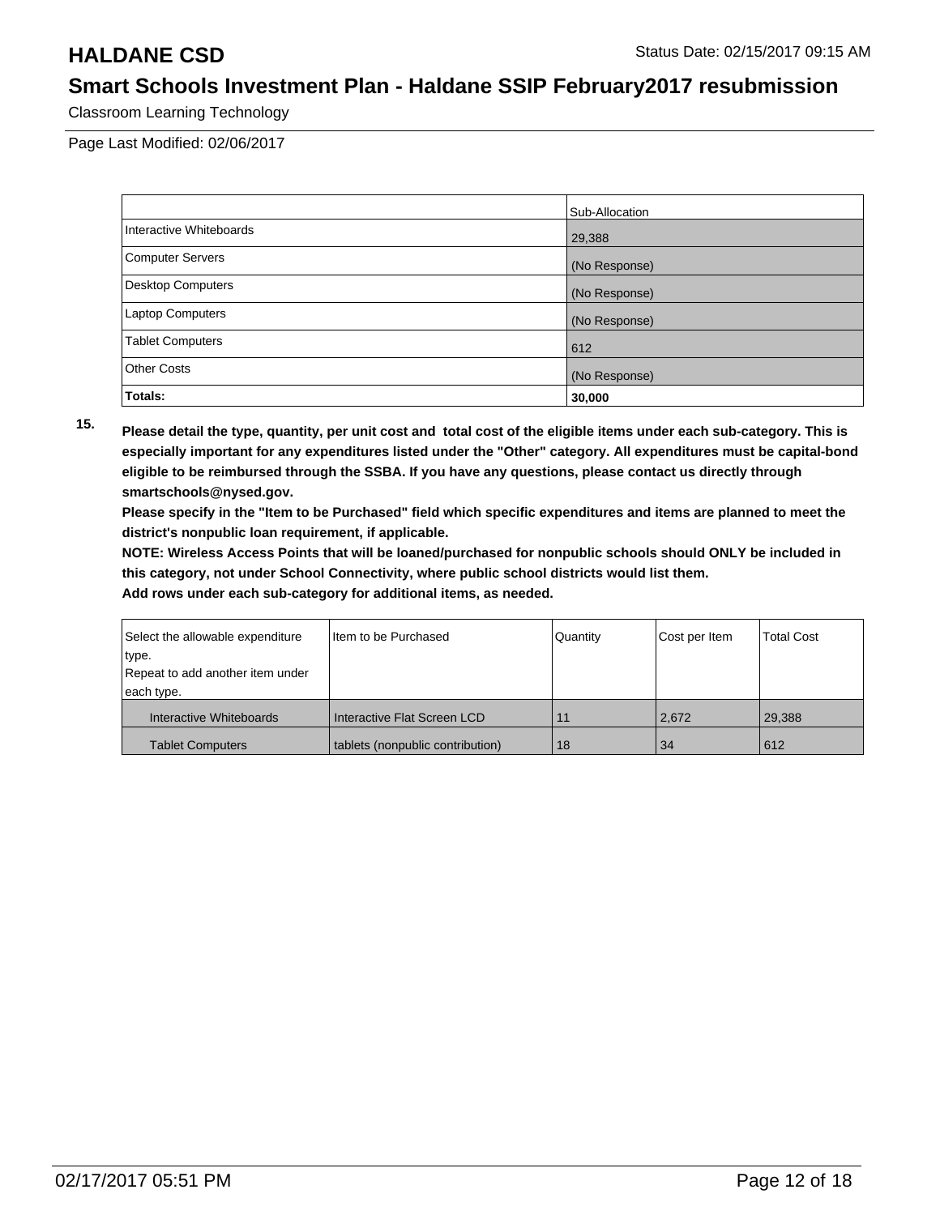Classroom Learning Technology

Page Last Modified: 02/06/2017

| | Sub-Allocation |
|---|---|
| Interactive Whiteboards | 29,388 |
| Computer Servers | (No Response) |
| Desktop Computers | (No Response) |
| Laptop Computers | (No Response) |
| Tablet Computers | 612 |
| Other Costs | (No Response) |
| **Totals:** | **30,000** |

**15.** **Please detail the type, quantity, per unit cost and total cost of the eligible items under each sub-category. This is especially important for any expenditures listed under the "Other" category. All expenditures must be capital-bond eligible to be reimbursed through the SSBA. If you have any questions, please contact us directly through smartschools@nysed.gov.**

**Please specify in the "Item to be Purchased" field which specific expenditures and items are planned to meet the district's nonpublic loan requirement, if applicable.**

**NOTE: Wireless Access Points that will be loaned/purchased for nonpublic schools should ONLY be included in this category, not under School Connectivity, where public school districts would list them.**

**Add rows under each sub-category for additional items, as needed.**

| Select the allowable expenditure type. Repeat to add another item under each type. | Item to be Purchased | Quantity | Cost per Item | Total Cost |
|---|---|---|---|---|
| Interactive Whiteboards | Interactive Flat Screen LCD | 11 | 2,672 | 29,388 |
| Tablet Computers | tablets (nonpublic contribution) | 18 | 34 | 612 |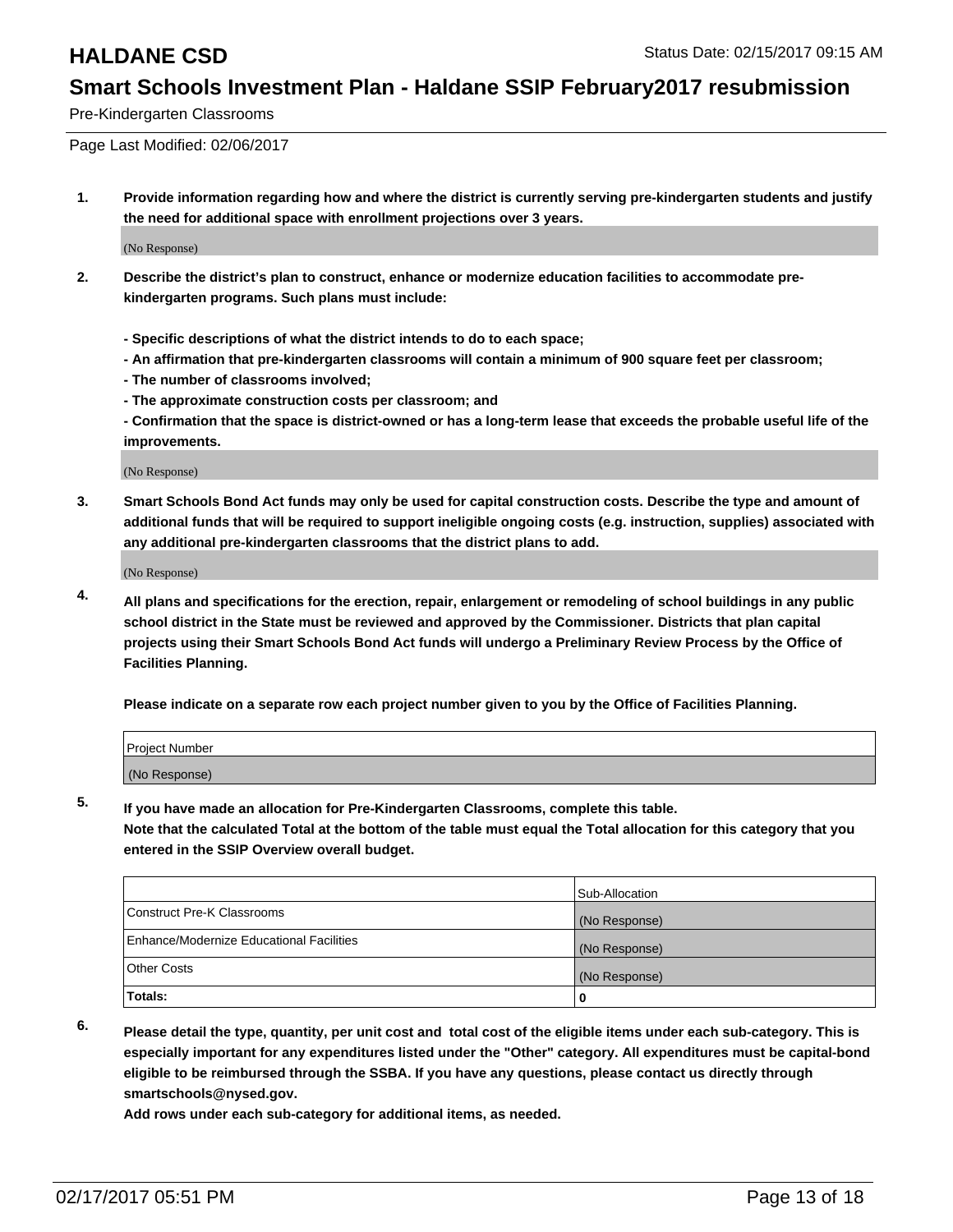# HALDANE CSD

Status Date: 02/15/2017 09:15 AM

## Smart Schools Investment Plan - Haldane SSIP February2017 resubmission

Pre-Kindergarten Classrooms

Page Last Modified: 02/06/2017

1. **Provide information regarding how and where the district is currently serving pre-kindergarten students and justify the need for additional space with enrollment projections over 3 years.**

   (No Response)

2. **Describe the district's plan to construct, enhance or modernize education facilities to accommodate pre-kindergarten programs. Such plans must include:**

   **- Specific descriptions of what the district intends to do to each space;**
   **- An affirmation that pre-kindergarten classrooms will contain a minimum of 900 square feet per classroom;**
   **- The number of classrooms involved;**
   **- The approximate construction costs per classroom; and**
   **- Confirmation that the space is district-owned or has a long-term lease that exceeds the probable useful life of the improvements.**

   (No Response)

3. **Smart Schools Bond Act funds may only be used for capital construction costs. Describe the type and amount of additional funds that will be required to support ineligible ongoing costs (e.g. instruction, supplies) associated with any additional pre-kindergarten classrooms that the district plans to add.**

   (No Response)

4. **All plans and specifications for the erection, repair, enlargement or remodeling of school buildings in any public school district in the State must be reviewed and approved by the Commissioner. Districts that plan capital projects using their Smart Schools Bond Act funds will undergo a Preliminary Review Process by the Office of Facilities Planning.**

   **Please indicate on a separate row each project number given to you by the Office of Facilities Planning.**

| Project Number |
|---|
| (No Response) |

5. **If you have made an allocation for Pre-Kindergarten Classrooms, complete this table.**
   **Note that the calculated Total at the bottom of the table must equal the Total allocation for this category that you entered in the SSIP Overview overall budget.**

| | Sub-Allocation |
|---|---|
| Construct Pre-K Classrooms | (No Response) |
| Enhance/Modernize Educational Facilities | (No Response) |
| Other Costs | (No Response) |
| **Totals:** | **0** |

6. **Please detail the type, quantity, per unit cost and total cost of the eligible items under each sub-category. This is especially important for any expenditures listed under the "Other" category. All expenditures must be capital-bond eligible to be reimbursed through the SSBA. If you have any questions, please contact us directly through smartschools@nysed.gov.**
   **Add rows under each sub-category for additional items, as needed.**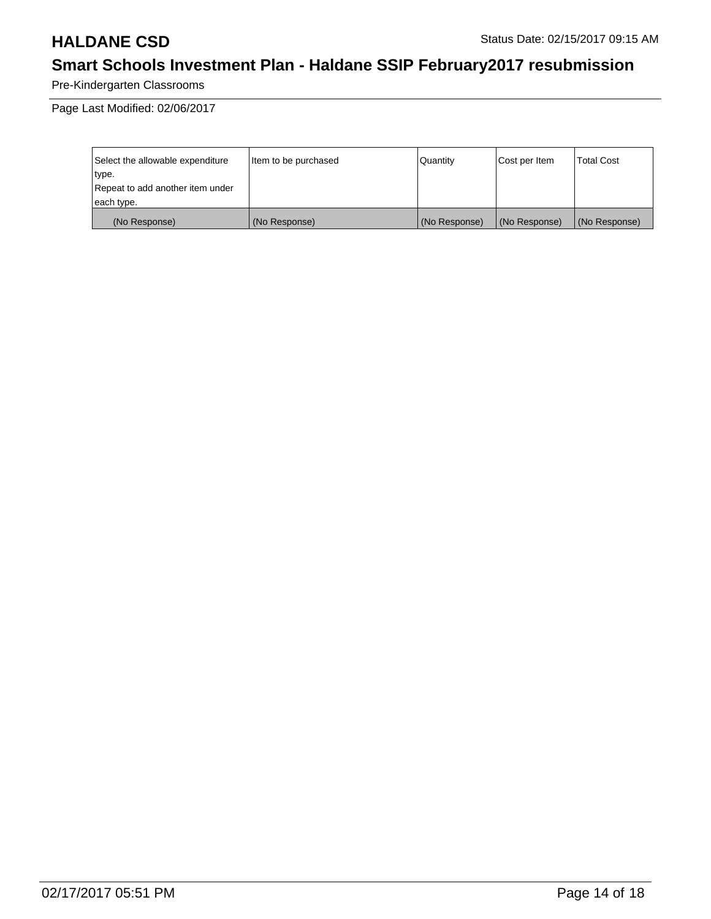Pre-Kindergarten Classrooms

Page Last Modified: 02/06/2017

| Select the allowable expenditure type. Repeat to add another item under each type. | Item to be purchased | Quantity | Cost per Item | Total Cost |
|---|---|---|---|---|
| (No Response) | (No Response) | (No Response) | (No Response) | (No Response) |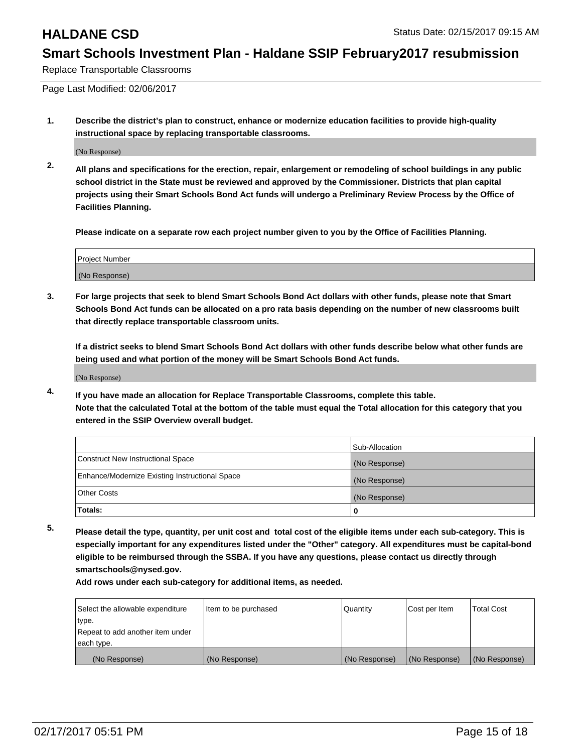# HALDANE CSD

Status Date: 02/15/2017 09:15 AM

## Smart Schools Investment Plan - Haldane SSIP February2017 resubmission

Replace Transportable Classrooms

Page Last Modified: 02/06/2017

**1. Describe the district's plan to construct, enhance or modernize education facilities to provide high-quality instructional space by replacing transportable classrooms.**

(No Response)

**2. All plans and specifications for the erection, repair, enlargement or remodeling of school buildings in any public school district in the State must be reviewed and approved by the Commissioner. Districts that plan capital projects using their Smart Schools Bond Act funds will undergo a Preliminary Review Process by the Office of Facilities Planning.**

**Please indicate on a separate row each project number given to you by the Office of Facilities Planning.**

| Project Number |
|---|
| (No Response) |

**3. For large projects that seek to blend Smart Schools Bond Act dollars with other funds, please note that Smart Schools Bond Act funds can be allocated on a pro rata basis depending on the number of new classrooms built that directly replace transportable classroom units.**

**If a district seeks to blend Smart Schools Bond Act dollars with other funds describe below what other funds are being used and what portion of the money will be Smart Schools Bond Act funds.**

(No Response)

**4. If you have made an allocation for Replace Transportable Classrooms, complete this table. Note that the calculated Total at the bottom of the table must equal the Total allocation for this category that you entered in the SSIP Overview overall budget.**

| | Sub-Allocation |
|---|---|
| Construct New Instructional Space | (No Response) |
| Enhance/Modernize Existing Instructional Space | (No Response) |
| Other Costs | (No Response) |
| **Totals:** | **0** |

**5. Please detail the type, quantity, per unit cost and total cost of the eligible items under each sub-category. This is especially important for any expenditures listed under the "Other" category. All expenditures must be capital-bond eligible to be reimbursed through the SSBA. If you have any questions, please contact us directly through smartschools@nysed.gov.**

**Add rows under each sub-category for additional items, as needed.**

| Select the allowable expenditure type. Repeat to add another item under each type. | Item to be purchased | Quantity | Cost per Item | Total Cost |
|---|---|---|---|---|
| (No Response) | (No Response) | (No Response) | (No Response) | (No Response) |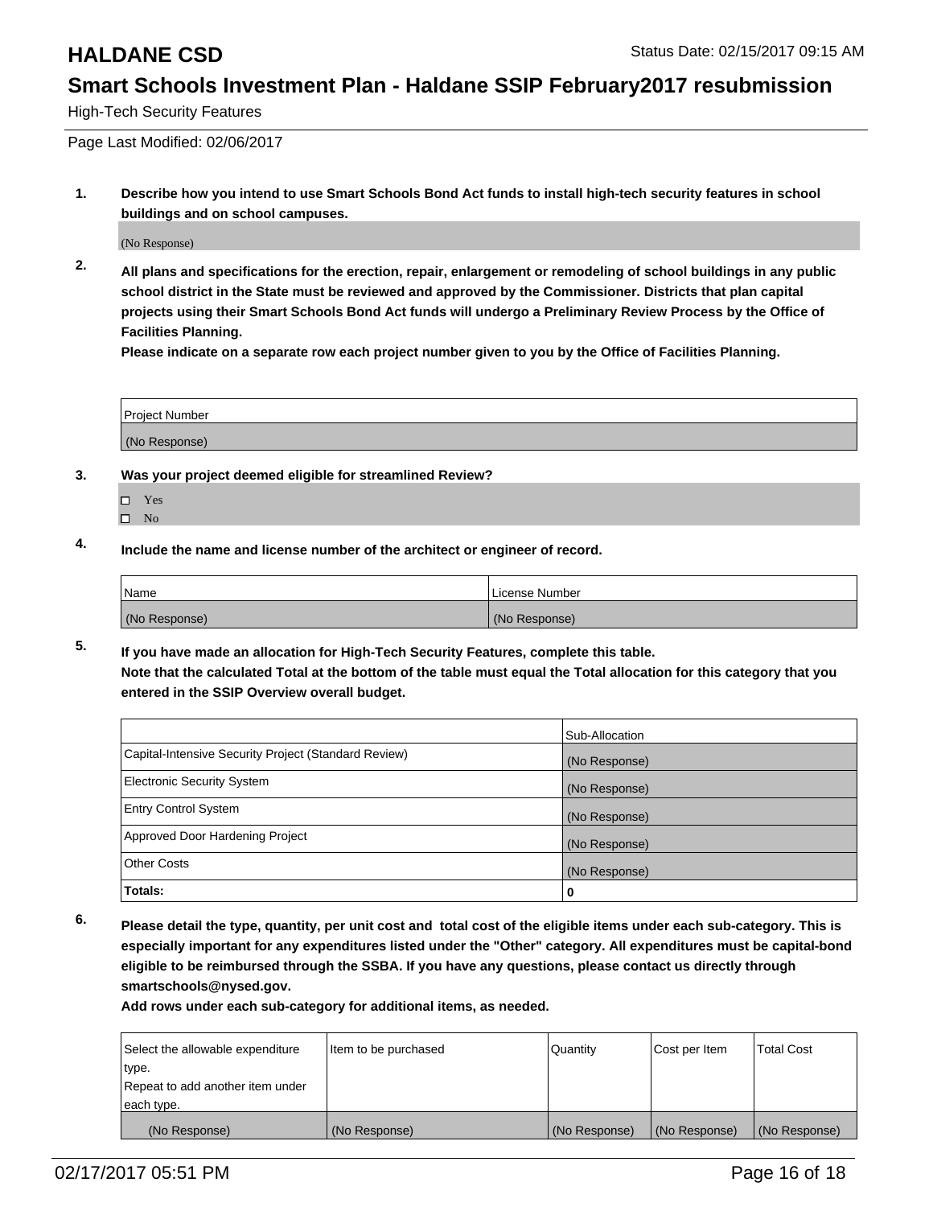# HALDANE CSD

Status Date: 02/15/2017 09:15 AM

## Smart Schools Investment Plan - Haldane SSIP February2017 resubmission

High-Tech Security Features

Page Last Modified: 02/06/2017

**1. Describe how you intend to use Smart Schools Bond Act funds to install high-tech security features in school buildings and on school campuses.**

(No Response)

**2. All plans and specifications for the erection, repair, enlargement or remodeling of school buildings in any public school district in the State must be reviewed and approved by the Commissioner. Districts that plan capital projects using their Smart Schools Bond Act funds will undergo a Preliminary Review Process by the Office of Facilities Planning.**

**Please indicate on a separate row each project number given to you by the Office of Facilities Planning.**

| Project Number |
| --- |
| (No Response) |

**3. Was your project deemed eligible for streamlined Review?**

- ☐ Yes
- ☐ No

**4. Include the name and license number of the architect or engineer of record.**

| Name | License Number |
| --- | --- |
| (No Response) | (No Response) |

**5. If you have made an allocation for High-Tech Security Features, complete this table.**
**Note that the calculated Total at the bottom of the table must equal the Total allocation for this category that you entered in the SSIP Overview overall budget.**

| | Sub-Allocation |
| --- | --- |
| Capital-Intensive Security Project (Standard Review) | (No Response) |
| Electronic Security System | (No Response) |
| Entry Control System | (No Response) |
| Approved Door Hardening Project | (No Response) |
| Other Costs | (No Response) |
| **Totals:** | **0** |

**6. Please detail the type, quantity, per unit cost and total cost of the eligible items under each sub-category. This is especially important for any expenditures listed under the "Other" category. All expenditures must be capital-bond eligible to be reimbursed through the SSBA. If you have any questions, please contact us directly through smartschools@nysed.gov.**

**Add rows under each sub-category for additional items, as needed.**

| Select the allowable expenditure type. Repeat to add another item under each type. | Item to be purchased | Quantity | Cost per Item | Total Cost |
| --- | --- | --- | --- | --- |
| (No Response) | (No Response) | (No Response) | (No Response) | (No Response) |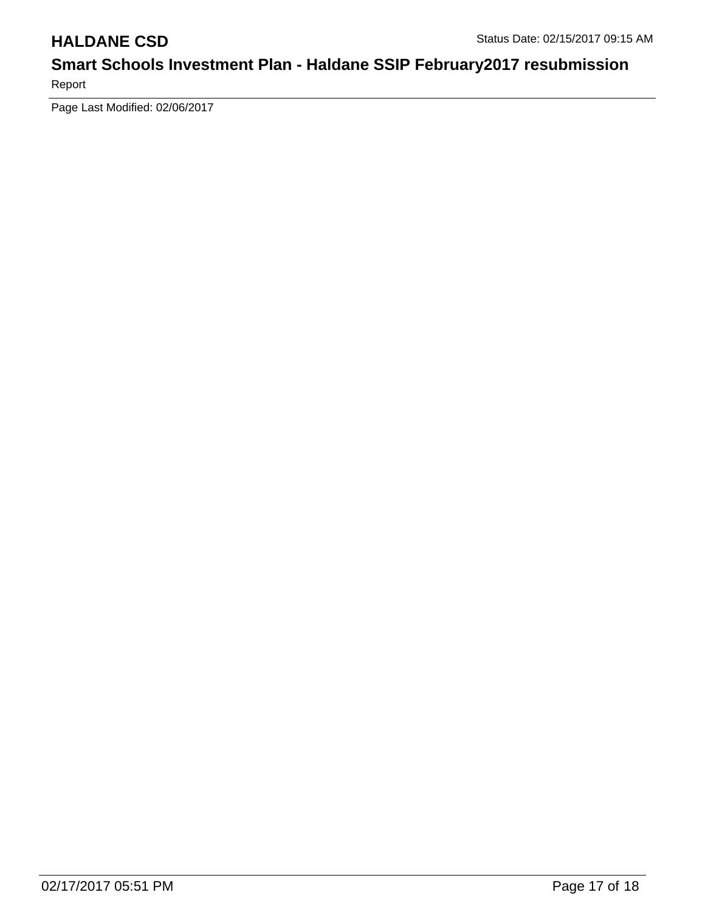Page Last Modified: 02/06/2017